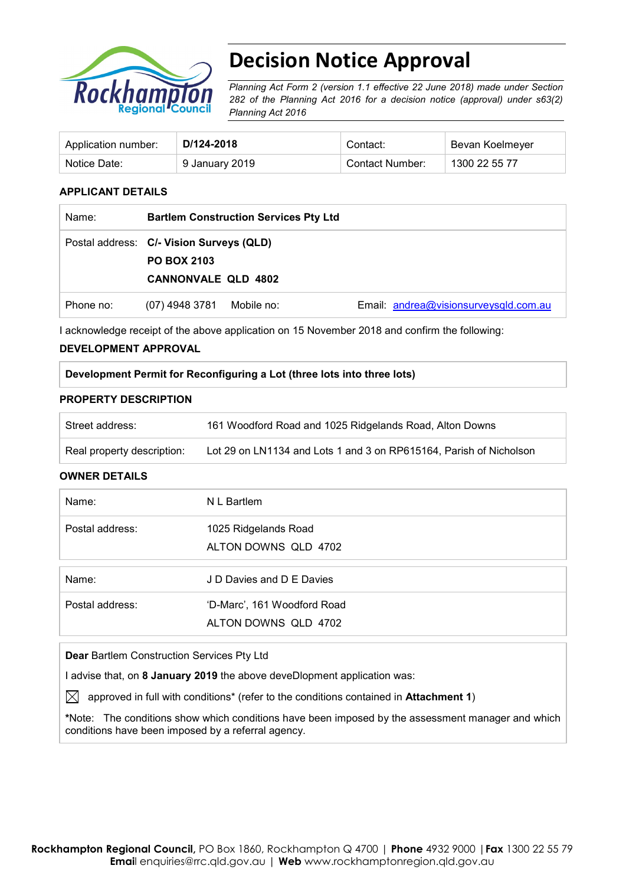# Decision Notice Approval

*Planning Act Form 2 (version 1.1 effective 22 June 2018) made under Section 282 of the Planning Act 2016 for a decision notice (approval) under s63(2) Planning Act 2016*

| Application number: | **D/124-2018** | Contact: | Bevan Koelmeyer |
|---|---|---|---|
| Notice Date: | 9 January 2019 | Contact Number: | 1300 22 55 77 |

**APPLICANT DETAILS**

| | | | |
|---|---|---|---|
| Name: | **Bartlem Construction Services Pty Ltd** | | |
| Postal address: | **C/- Vision Surveys (QLD)**<br>**PO BOX 2103**<br>**CANNONVALE QLD 4802** | | |
| Phone no: | (07) 4948 3781 | Mobile no: | Email: andrea@visionsurveysqld.com.au |

I acknowledge receipt of the above application on 15 November 2018 and confirm the following:

**DEVELOPMENT APPROVAL**

| **Development Permit for Reconfiguring a Lot (three lots into three lots)** |
|---|

**PROPERTY DESCRIPTION**

| | |
|---|---|
| Street address: | 161 Woodford Road and 1025 Ridgelands Road, Alton Downs |
| Real property description: | Lot 29 on LN1134 and Lots 1 and 3 on RP615164, Parish of Nicholson |

**OWNER DETAILS**

| | |
|---|---|
| Name: | N L Bartlem |
| Postal address: | 1025 Ridgelands Road<br>ALTON DOWNS QLD 4702 |

| | |
|---|---|
| Name: | J D Davies and D E Davies |
| Postal address: | 'D-Marc', 161 Woodford Road<br>ALTON DOWNS QLD 4702 |

**Dear** Bartlem Construction Services Pty Ltd

I advise that, on **8 January 2019** the above deveDlopment application was:

☒ approved in full with conditions* (refer to the conditions contained in **Attachment 1**)

*Note: The conditions show which conditions have been imposed by the assessment manager and which conditions have been imposed by a referral agency.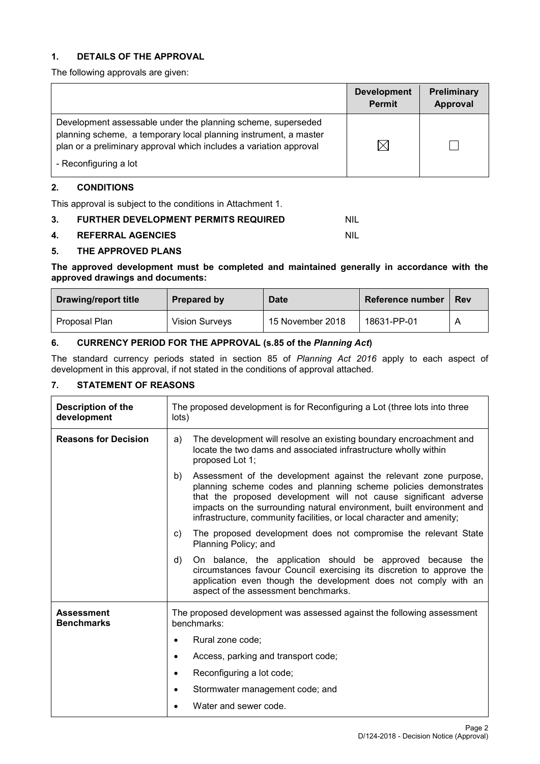## 1. DETAILS OF THE APPROVAL

The following approvals are given:

| | Development Permit | Preliminary Approval |
|---|---|---|
| Development assessable under the planning scheme, superseded planning scheme, a temporary local planning instrument, a master plan or a preliminary approval which includes a variation approval<br><br>- Reconfiguring a lot | ☒ | ☐ |

## 2. CONDITIONS

This approval is subject to the conditions in Attachment 1.

## 3. FURTHER DEVELOPMENT PERMITS REQUIRED NIL

## 4. REFERRAL AGENCIES NIL

## 5. THE APPROVED PLANS

**The approved development must be completed and maintained generally in accordance with the approved drawings and documents:**

| Drawing/report title | Prepared by | Date | Reference number | Rev |
|---|---|---|---|---|
| Proposal Plan | Vision Surveys | 15 November 2018 | 18631-PP-01 | A |

## 6. CURRENCY PERIOD FOR THE APPROVAL (s.85 of the *Planning Act*)

The standard currency periods stated in section 85 of *Planning Act 2016* apply to each aspect of development in this approval, if not stated in the conditions of approval attached.

## 7. STATEMENT OF REASONS

| | |
|---|---|
| **Description of the development** | The proposed development is for Reconfiguring a Lot (three lots into three lots) |
| **Reasons for Decision** | a) The development will resolve an existing boundary encroachment and locate the two dams and associated infrastructure wholly within proposed Lot 1;<br><br>b) Assessment of the development against the relevant zone purpose, planning scheme codes and planning scheme policies demonstrates that the proposed development will not cause significant adverse impacts on the surrounding natural environment, built environment and infrastructure, community facilities, or local character and amenity;<br><br>c) The proposed development does not compromise the relevant State Planning Policy; and<br><br>d) On balance, the application should be approved because the circumstances favour Council exercising its discretion to approve the application even though the development does not comply with an aspect of the assessment benchmarks. |
| **Assessment Benchmarks** | The proposed development was assessed against the following assessment benchmarks:<br><br>• Rural zone code;<br>• Access, parking and transport code;<br>• Reconfiguring a lot code;<br>• Stormwater management code; and<br>• Water and sewer code. |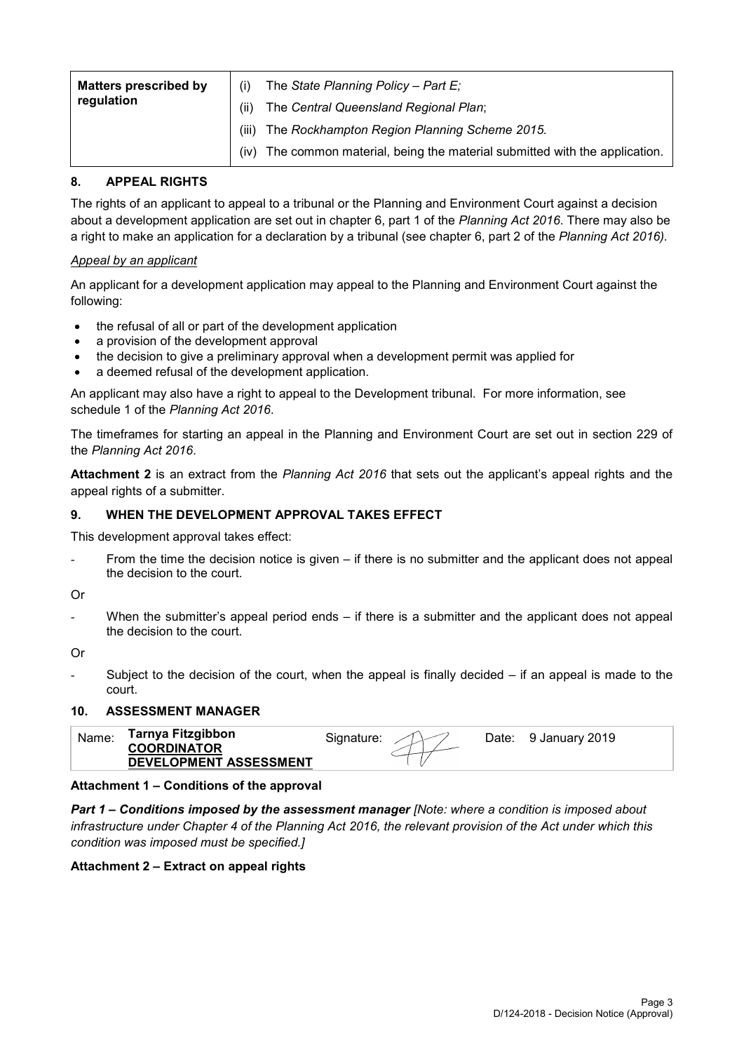| Matters prescribed by regulation | (i) The *State Planning Policy – Part E;* <br> (ii) The *Central Queensland Regional Plan*; <br> (iii) The *Rockhampton Region Planning Scheme 2015.* <br> (iv) The common material, being the material submitted with the application. |
|---|---|

## 8. APPEAL RIGHTS

The rights of an applicant to appeal to a tribunal or the Planning and Environment Court against a decision about a development application are set out in chapter 6, part 1 of the *Planning Act 2016*. There may also be a right to make an application for a declaration by a tribunal (see chapter 6, part 2 of the *Planning Act 2016).*

*Appeal by an applicant*

An applicant for a development application may appeal to the Planning and Environment Court against the following:

- the refusal of all or part of the development application
- a provision of the development approval
- the decision to give a preliminary approval when a development permit was applied for
- a deemed refusal of the development application.

An applicant may also have a right to appeal to the Development tribunal. For more information, see schedule 1 of the *Planning Act 2016*.

The timeframes for starting an appeal in the Planning and Environment Court are set out in section 229 of the *Planning Act 2016*.

**Attachment 2** is an extract from the *Planning Act 2016* that sets out the applicant's appeal rights and the appeal rights of a submitter.

## 9. WHEN THE DEVELOPMENT APPROVAL TAKES EFFECT

This development approval takes effect:

- From the time the decision notice is given – if there is no submitter and the applicant does not appeal the decision to the court.

Or

- When the submitter's appeal period ends – if there is a submitter and the applicant does not appeal the decision to the court.

Or

- Subject to the decision of the court, when the appeal is finally decided – if an appeal is made to the court.

## 10. ASSESSMENT MANAGER

| Name: | **Tarnya Fitzgibbon** <br> **COORDINATOR** <br> **DEVELOPMENT ASSESSMENT** | Signature: | | Date: | 9 January 2019 |
|---|---|---|---|---|---|

**Attachment 1 – Conditions of the approval**

***Part 1 – Conditions imposed by the assessment manager*** *[Note: where a condition is imposed about infrastructure under Chapter 4 of the Planning Act 2016, the relevant provision of the Act under which this condition was imposed must be specified.]*

**Attachment 2 – Extract on appeal rights**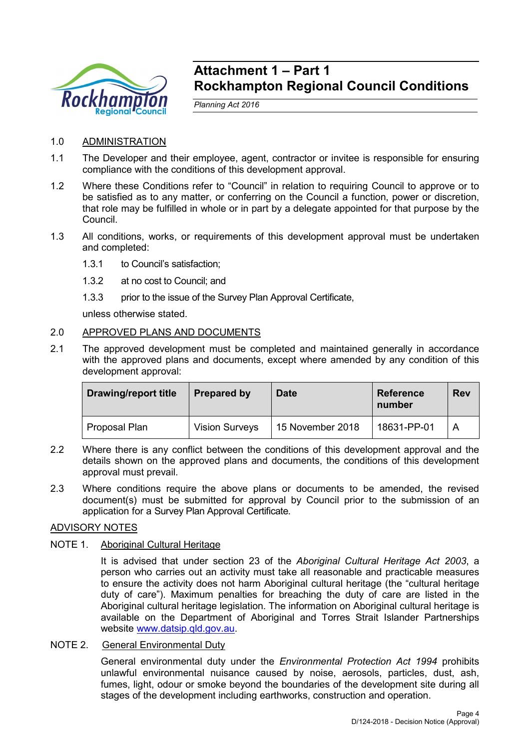# Attachment 1 – Part 1
# Rockhampton Regional Council Conditions

*Planning Act 2016*

1.0 ADMINISTRATION

1.1 The Developer and their employee, agent, contractor or invitee is responsible for ensuring compliance with the conditions of this development approval.

1.2 Where these Conditions refer to "Council" in relation to requiring Council to approve or to be satisfied as to any matter, or conferring on the Council a function, power or discretion, that role may be fulfilled in whole or in part by a delegate appointed for that purpose by the Council.

1.3 All conditions, works, or requirements of this development approval must be undertaken and completed:

1.3.1 to Council's satisfaction;

1.3.2 at no cost to Council; and

1.3.3 prior to the issue of the Survey Plan Approval Certificate,

unless otherwise stated.

2.0 APPROVED PLANS AND DOCUMENTS

2.1 The approved development must be completed and maintained generally in accordance with the approved plans and documents, except where amended by any condition of this development approval:

| Drawing/report title | Prepared by | Date | Reference number | Rev |
|---|---|---|---|---|
| Proposal Plan | Vision Surveys | 15 November 2018 | 18631-PP-01 | A |

2.2 Where there is any conflict between the conditions of this development approval and the details shown on the approved plans and documents, the conditions of this development approval must prevail.

2.3 Where conditions require the above plans or documents to be amended, the revised document(s) must be submitted for approval by Council prior to the submission of an application for a Survey Plan Approval Certificate.

ADVISORY NOTES

NOTE 1. Aboriginal Cultural Heritage

It is advised that under section 23 of the *Aboriginal Cultural Heritage Act 2003*, a person who carries out an activity must take all reasonable and practicable measures to ensure the activity does not harm Aboriginal cultural heritage (the "cultural heritage duty of care"). Maximum penalties for breaching the duty of care are listed in the Aboriginal cultural heritage legislation. The information on Aboriginal cultural heritage is available on the Department of Aboriginal and Torres Strait Islander Partnerships website www.datsip.qld.gov.au.

NOTE 2. General Environmental Duty

General environmental duty under the *Environmental Protection Act 1994* prohibits unlawful environmental nuisance caused by noise, aerosols, particles, dust, ash, fumes, light, odour or smoke beyond the boundaries of the development site during all stages of the development including earthworks, construction and operation.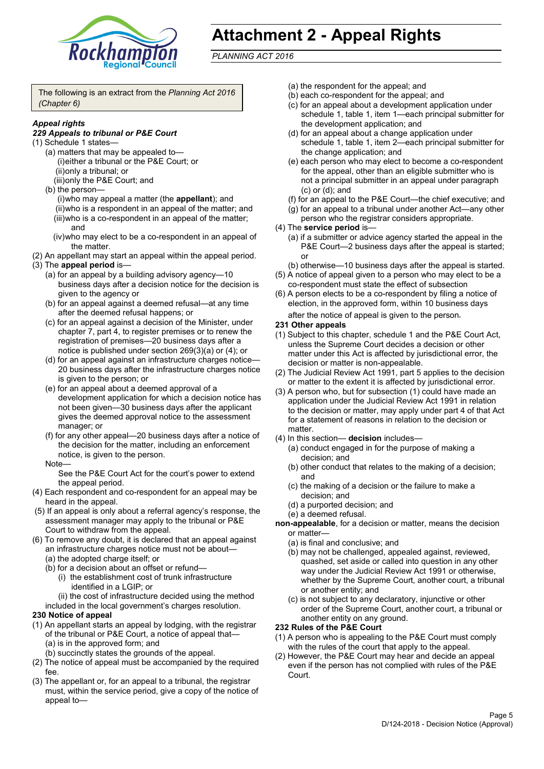# Attachment 2 - Appeal Rights

*PLANNING ACT 2016*

The following is an extract from the *Planning Act 2016 (Chapter 6)*

***Appeal rights***

***229 Appeals to tribunal or P&E Court***

(1) Schedule 1 states—

- (a) matters that may be appealed to—
  - (i) either a tribunal or the P&E Court; or
  - (ii) only a tribunal; or
  - (iii) only the P&E Court; and
- (b) the person—
  - (i) who may appeal a matter (the **appellant**); and
  - (ii) who is a respondent in an appeal of the matter; and
  - (iii) who is a co-respondent in an appeal of the matter; and
  - (iv) who may elect to be a co-respondent in an appeal of the matter.

(2) An appellant may start an appeal within the appeal period.

(3) The **appeal period** is—

- (a) for an appeal by a building advisory agency—10 business days after a decision notice for the decision is given to the agency or
- (b) for an appeal against a deemed refusal—at any time after the deemed refusal happens; or
- (c) for an appeal against a decision of the Minister, under chapter 7, part 4, to register premises or to renew the registration of premises—20 business days after a notice is published under section 269(3)(a) or (4); or
- (d) for an appeal against an infrastructure charges notice—20 business days after the infrastructure charges notice is given to the person; or
- (e) for an appeal about a deemed approval of a development application for which a decision notice has not been given—30 business days after the applicant gives the deemed approval notice to the assessment manager; or
- (f) for any other appeal—20 business days after a notice of the decision for the matter, including an enforcement notice, is given to the person.

Note—

See the P&E Court Act for the court's power to extend the appeal period.

(4) Each respondent and co-respondent for an appeal may be heard in the appeal.

(5) If an appeal is only about a referral agency's response, the assessment manager may apply to the tribunal or P&E Court to withdraw from the appeal.

(6) To remove any doubt, it is declared that an appeal against an infrastructure charges notice must not be about—

- (a) the adopted charge itself; or
- (b) for a decision about an offset or refund—
  - (i) the establishment cost of trunk infrastructure identified in a LGIP; or
  - (ii) the cost of infrastructure decided using the method

included in the local government's charges resolution.

**230 Notice of appeal**

(1) An appellant starts an appeal by lodging, with the registrar of the tribunal or P&E Court, a notice of appeal that—

- (a) is in the approved form; and
- (b) succinctly states the grounds of the appeal.

(2) The notice of appeal must be accompanied by the required fee.

(3) The appellant or, for an appeal to a tribunal, the registrar must, within the service period, give a copy of the notice of appeal to—

- (a) the respondent for the appeal; and
- (b) each co-respondent for the appeal; and
- (c) for an appeal about a development application under schedule 1, table 1, item 1—each principal submitter for the development application; and
- (d) for an appeal about a change application under schedule 1, table 1, item 2—each principal submitter for the change application; and
- (e) each person who may elect to become a co-respondent for the appeal, other than an eligible submitter who is not a principal submitter in an appeal under paragraph (c) or (d); and
- (f) for an appeal to the P&E Court—the chief executive; and
- (g) for an appeal to a tribunal under another Act—any other person who the registrar considers appropriate.

(4) The **service period** is—

- (a) if a submitter or advice agency started the appeal in the P&E Court—2 business days after the appeal is started; or
- (b) otherwise—10 business days after the appeal is started.

(5) A notice of appeal given to a person who may elect to be a co-respondent must state the effect of subsection

(6) A person elects to be a co-respondent by filing a notice of election, in the approved form, within 10 business days after the notice of appeal is given to the person.

**231 Other appeals**

(1) Subject to this chapter, schedule 1 and the P&E Court Act, unless the Supreme Court decides a decision or other matter under this Act is affected by jurisdictional error, the decision or matter is non-appealable.

(2) The Judicial Review Act 1991, part 5 applies to the decision or matter to the extent it is affected by jurisdictional error.

(3) A person who, but for subsection (1) could have made an application under the Judicial Review Act 1991 in relation to the decision or matter, may apply under part 4 of that Act for a statement of reasons in relation to the decision or matter.

(4) In this section— **decision** includes—

- (a) conduct engaged in for the purpose of making a decision; and
- (b) other conduct that relates to the making of a decision; and
- (c) the making of a decision or the failure to make a decision; and
- (d) a purported decision; and
- (e) a deemed refusal.

**non-appealable**, for a decision or matter, means the decision or matter—

- (a) is final and conclusive; and
- (b) may not be challenged, appealed against, reviewed, quashed, set aside or called into question in any other way under the Judicial Review Act 1991 or otherwise, whether by the Supreme Court, another court, a tribunal or another entity; and
- (c) is not subject to any declaratory, injunctive or other order of the Supreme Court, another court, a tribunal or another entity on any ground.

**232 Rules of the P&E Court**

(1) A person who is appealing to the P&E Court must comply with the rules of the court that apply to the appeal.

(2) However, the P&E Court may hear and decide an appeal even if the person has not complied with rules of the P&E Court.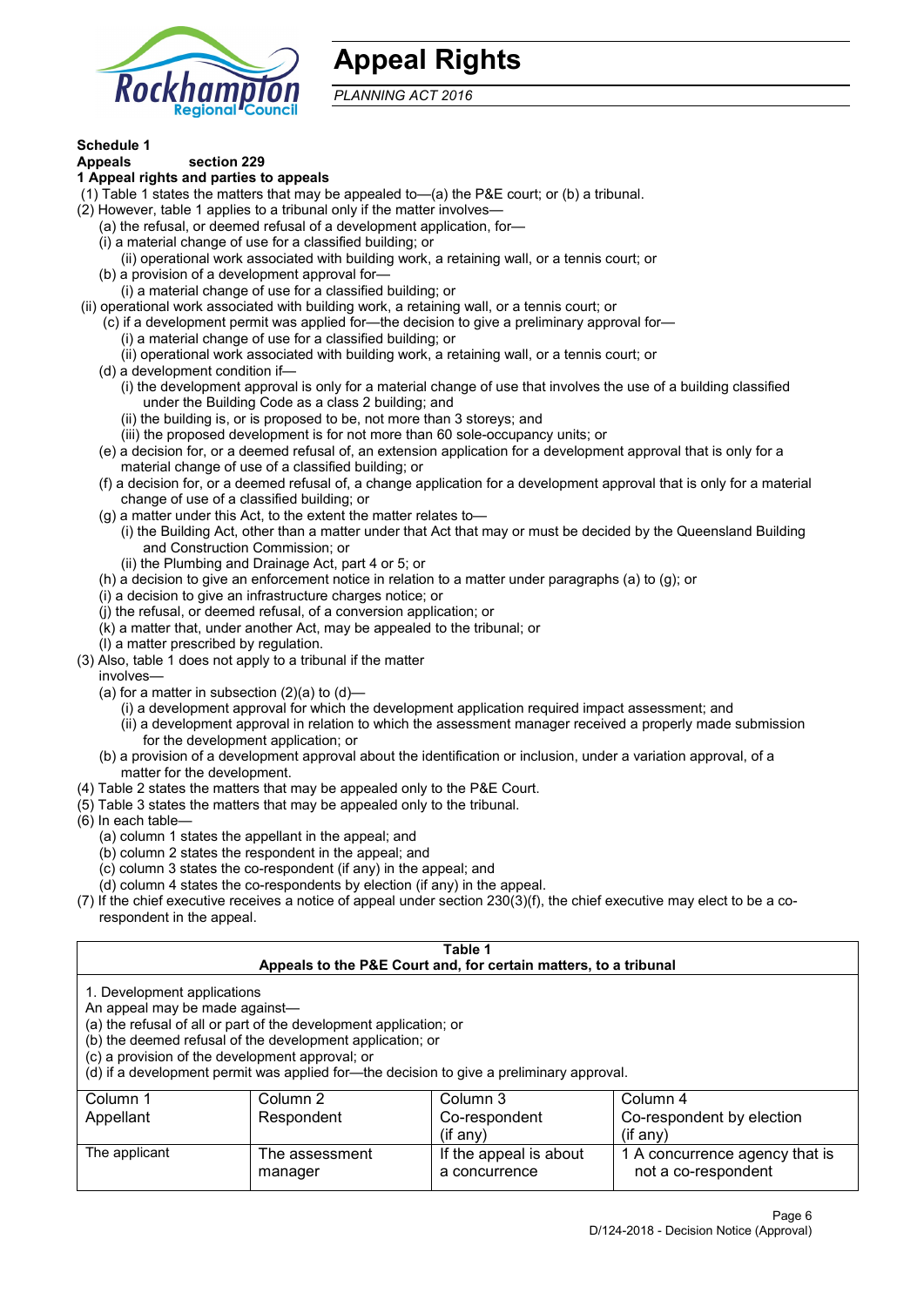# Appeal Rights

*PLANNING ACT 2016*

**Schedule 1**

**Appeals section 229**

**1 Appeal rights and parties to appeals**

(1) Table 1 states the matters that may be appealed to—(a) the P&E court; or (b) a tribunal.

(2) However, table 1 applies to a tribunal only if the matter involves—

- (a) the refusal, or deemed refusal of a development application, for—
  - (i) a material change of use for a classified building; or
  - (ii) operational work associated with building work, a retaining wall, or a tennis court; or
- (b) a provision of a development approval for—
  - (i) a material change of use for a classified building; or
  - (ii) operational work associated with building work, a retaining wall, or a tennis court; or
- (c) if a development permit was applied for—the decision to give a preliminary approval for—
  - (i) a material change of use for a classified building; or
  - (ii) operational work associated with building work, a retaining wall, or a tennis court; or
- (d) a development condition if—
  - (i) the development approval is only for a material change of use that involves the use of a building classified under the Building Code as a class 2 building; and
  - (ii) the building is, or is proposed to be, not more than 3 storeys; and
  - (iii) the proposed development is for not more than 60 sole-occupancy units; or
- (e) a decision for, or a deemed refusal of, an extension application for a development approval that is only for a material change of use of a classified building; or
- (f) a decision for, or a deemed refusal of, a change application for a development approval that is only for a material change of use of a classified building; or
- (g) a matter under this Act, to the extent the matter relates to—
  - (i) the Building Act, other than a matter under that Act that may or must be decided by the Queensland Building and Construction Commission; or
  - (ii) the Plumbing and Drainage Act, part 4 or 5; or
- (h) a decision to give an enforcement notice in relation to a matter under paragraphs (a) to (g); or
- (i) a decision to give an infrastructure charges notice; or
- (j) the refusal, or deemed refusal, of a conversion application; or
- (k) a matter that, under another Act, may be appealed to the tribunal; or
- (l) a matter prescribed by regulation.

(3) Also, table 1 does not apply to a tribunal if the matter involves—

- (a) for a matter in subsection (2)(a) to (d)—
  - (i) a development approval for which the development application required impact assessment; and
  - (ii) a development approval in relation to which the assessment manager received a properly made submission for the development application; or
- (b) a provision of a development approval about the identification or inclusion, under a variation approval, of a matter for the development.

(4) Table 2 states the matters that may be appealed only to the P&E Court.

(5) Table 3 states the matters that may be appealed only to the tribunal.

(6) In each table—

- (a) column 1 states the appellant in the appeal; and
- (b) column 2 states the respondent in the appeal; and
- (c) column 3 states the co-respondent (if any) in the appeal; and
- (d) column 4 states the co-respondents by election (if any) in the appeal.

(7) If the chief executive receives a notice of appeal under section 230(3)(f), the chief executive may elect to be a co-respondent in the appeal.

**Table 1**
**Appeals to the P&E Court and, for certain matters, to a tribunal**

1. Development applications

An appeal may be made against—
(a) the refusal of all or part of the development application; or
(b) the deemed refusal of the development application; or
(c) a provision of the development approval; or
(d) if a development permit was applied for—the decision to give a preliminary approval.

| Column 1<br>Appellant | Column 2<br>Respondent | Column 3<br>Co-respondent<br>(if any) | Column 4<br>Co-respondent by election<br>(if any) |
|---|---|---|---|
| The applicant | The assessment manager | If the appeal is about a concurrence | 1 A concurrence agency that is not a co-respondent |

D/124-2018 - Decision Notice (Approval)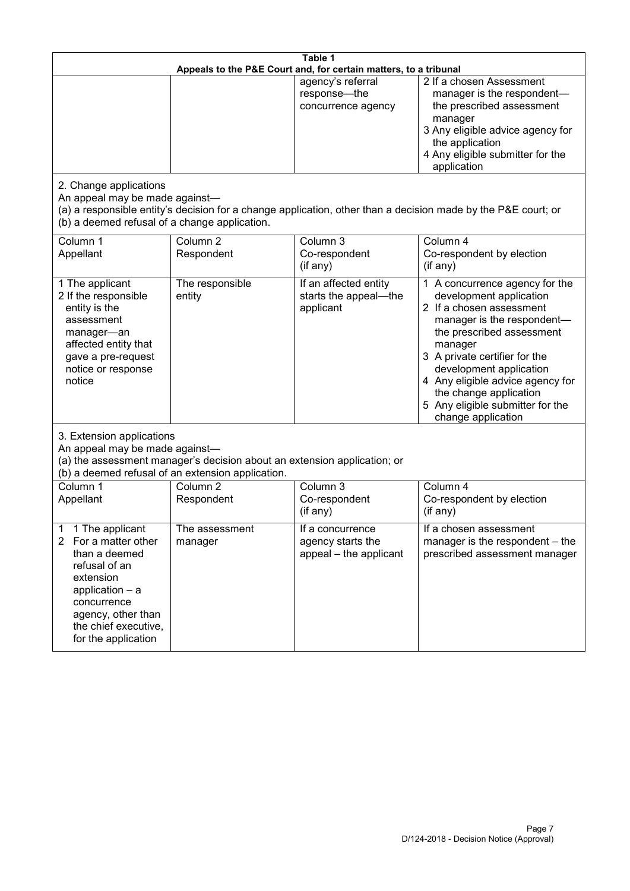**Table 1**
**Appeals to the P&E Court and, for certain matters, to a tribunal**

| | | | |
|---|---|---|---|
| | | agency's referral response—the concurrence agency | 2 If a chosen Assessment manager is the respondent—the prescribed assessment manager<br>3 Any eligible advice agency for the application<br>4 Any eligible submitter for the application |

2. Change applications
An appeal may be made against—
(a) a responsible entity's decision for a change application, other than a decision made by the P&E court; or
(b) a deemed refusal of a change application.

| Column 1<br>Appellant | Column 2<br>Respondent | Column 3<br>Co-respondent<br>(if any) | Column 4<br>Co-respondent by election<br>(if any) |
|---|---|---|---|
| 1 The applicant<br>2 If the responsible entity is the assessment manager—an affected entity that gave a pre-request notice or response notice | The responsible entity | If an affected entity starts the appeal—the applicant | 1 A concurrence agency for the development application<br>2 If a chosen assessment manager is the respondent—the prescribed assessment manager<br>3 A private certifier for the development application<br>4 Any eligible advice agency for the change application<br>5 Any eligible submitter for the change application |

3. Extension applications
An appeal may be made against—
(a) the assessment manager's decision about an extension application; or
(b) a deemed refusal of an extension application.

| Column 1<br>Appellant | Column 2<br>Respondent | Column 3<br>Co-respondent<br>(if any) | Column 4<br>Co-respondent by election<br>(if any) |
|---|---|---|---|
| 1 1 The applicant<br>2 For a matter other than a deemed refusal of an extension application – a concurrence agency, other than the chief executive, for the application | The assessment manager | If a concurrence agency starts the appeal – the applicant | If a chosen assessment manager is the respondent – the prescribed assessment manager |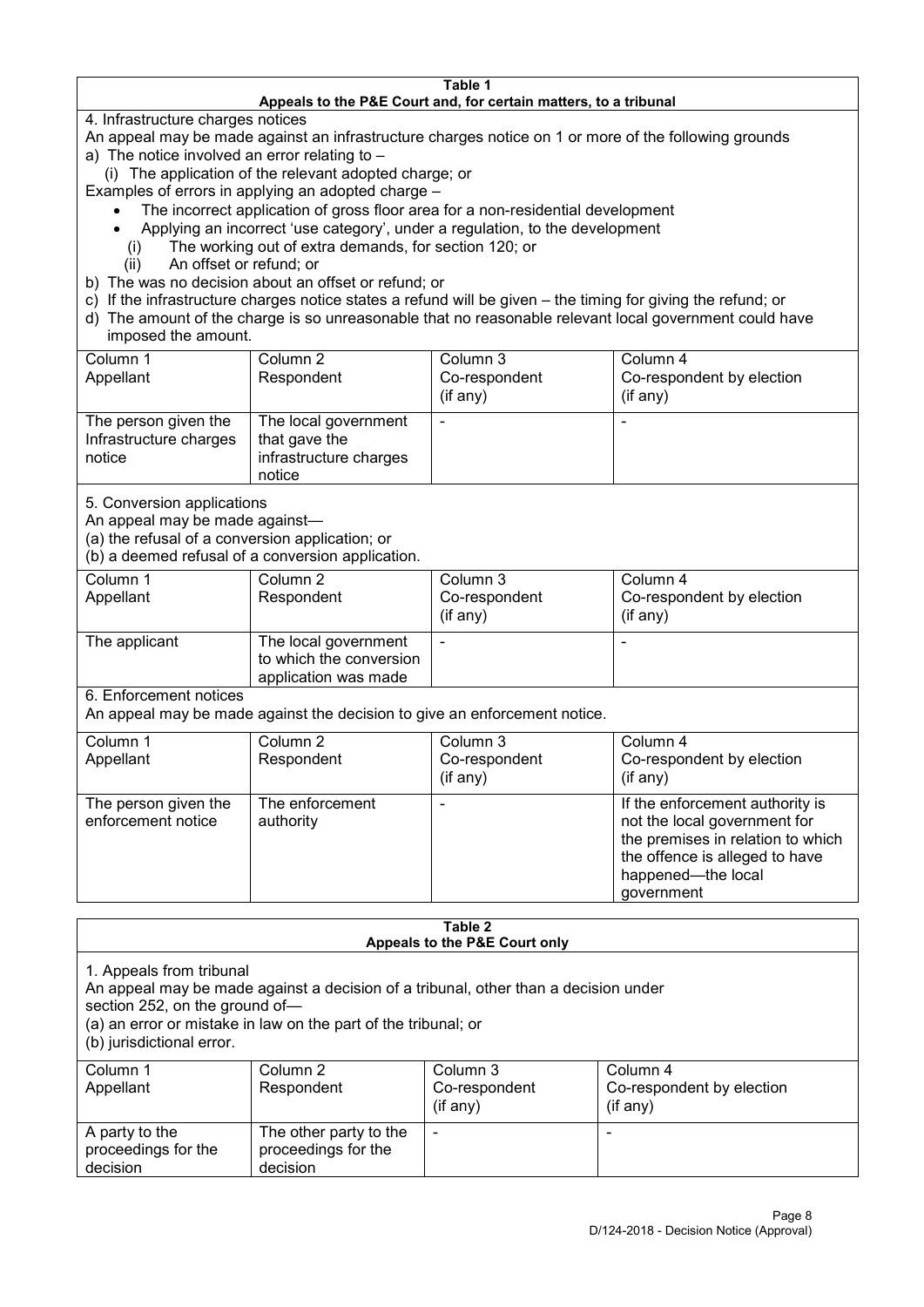## Table 1

### Appeals to the P&E Court and, for certain matters, to a tribunal

4. Infrastructure charges notices

An appeal may be made against an infrastructure charges notice on 1 or more of the following grounds

a) The notice involved an error relating to –

   (i) The application of the relevant adopted charge; or

Examples of errors in applying an adopted charge –

- The incorrect application of gross floor area for a non-residential development
- Applying an incorrect 'use category', under a regulation, to the development

   (i) The working out of extra demands, for section 120; or

   (ii) An offset or refund; or

b) The was no decision about an offset or refund; or

c) If the infrastructure charges notice states a refund will be given – the timing for giving the refund; or

d) The amount of the charge is so unreasonable that no reasonable relevant local government could have imposed the amount.

| Column 1 Appellant | Column 2 Respondent | Column 3 Co-respondent (if any) | Column 4 Co-respondent by election (if any) |
|---|---|---|---|
| The person given the Infrastructure charges notice | The local government that gave the infrastructure charges notice | - | - |

5. Conversion applications

An appeal may be made against—

(a) the refusal of a conversion application; or

(b) a deemed refusal of a conversion application.

| Column 1 Appellant | Column 2 Respondent | Column 3 Co-respondent (if any) | Column 4 Co-respondent by election (if any) |
|---|---|---|---|
| The applicant | The local government to which the conversion application was made | - | - |

6. Enforcement notices

An appeal may be made against the decision to give an enforcement notice.

| Column 1 Appellant | Column 2 Respondent | Column 3 Co-respondent (if any) | Column 4 Co-respondent by election (if any) |
|---|---|---|---|
| The person given the enforcement notice | The enforcement authority | - | If the enforcement authority is not the local government for the premises in relation to which the offence is alleged to have happened—the local government |

## Table 2

### Appeals to the P&E Court only

1. Appeals from tribunal

An appeal may be made against a decision of a tribunal, other than a decision under section 252, on the ground of—

(a) an error or mistake in law on the part of the tribunal; or

(b) jurisdictional error.

| Column 1 Appellant | Column 2 Respondent | Column 3 Co-respondent (if any) | Column 4 Co-respondent by election (if any) |
|---|---|---|---|
| A party to the proceedings for the decision | The other party to the proceedings for the decision | - | - |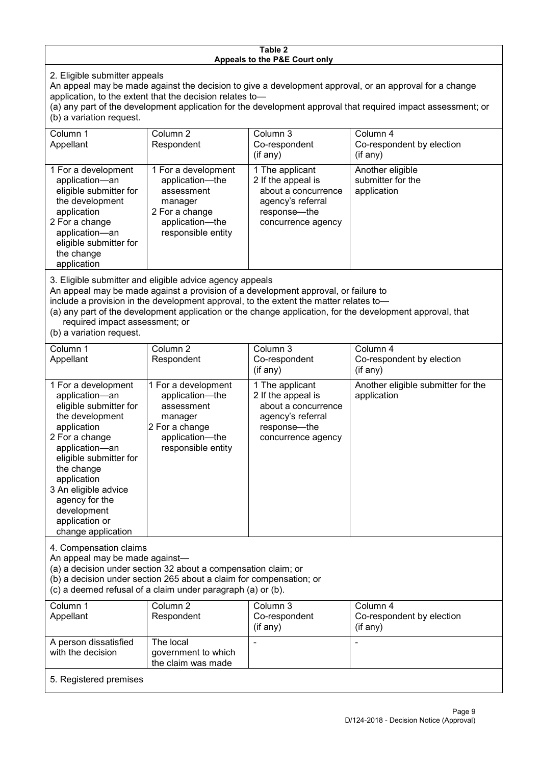**Table 2**
**Appeals to the P&E Court only**

2. Eligible submitter appeals

An appeal may be made against the decision to give a development approval, or an approval for a change application, to the extent that the decision relates to—

(a) any part of the development application for the development approval that required impact assessment; or

(b) a variation request.

| Column 1<br>Appellant | Column 2<br>Respondent | Column 3<br>Co-respondent<br>(if any) | Column 4<br>Co-respondent by election<br>(if any) |
|---|---|---|---|
| 1 For a development application—an eligible submitter for the development application<br>2 For a change application—an eligible submitter for the change application | 1 For a development application—the assessment manager<br>2 For a change application—the responsible entity | 1 The applicant<br>2 If the appeal is about a concurrence agency's referral response—the concurrence agency | Another eligible submitter for the application |

3. Eligible submitter and eligible advice agency appeals

An appeal may be made against a provision of a development approval, or failure to include a provision in the development approval, to the extent the matter relates to—

(a) any part of the development application or the change application, for the development approval, that required impact assessment; or

(b) a variation request.

| Column 1<br>Appellant | Column 2<br>Respondent | Column 3<br>Co-respondent<br>(if any) | Column 4<br>Co-respondent by election<br>(if any) |
|---|---|---|---|
| 1 For a development application—an eligible submitter for the development application<br>2 For a change application—an eligible submitter for the change application<br>3 An eligible advice agency for the development application or change application | 1 For a development application—the assessment manager<br>2 For a change application—the responsible entity | 1 The applicant<br>2 If the appeal is about a concurrence agency's referral response—the concurrence agency | Another eligible submitter for the application |

4. Compensation claims

An appeal may be made against—

(a) a decision under section 32 about a compensation claim; or

(b) a decision under section 265 about a claim for compensation; or

(c) a deemed refusal of a claim under paragraph (a) or (b).

| Column 1<br>Appellant | Column 2<br>Respondent | Column 3<br>Co-respondent<br>(if any) | Column 4<br>Co-respondent by election<br>(if any) |
|---|---|---|---|
| A person dissatisfied with the decision | The local government to which the claim was made | - | - |

5. Registered premises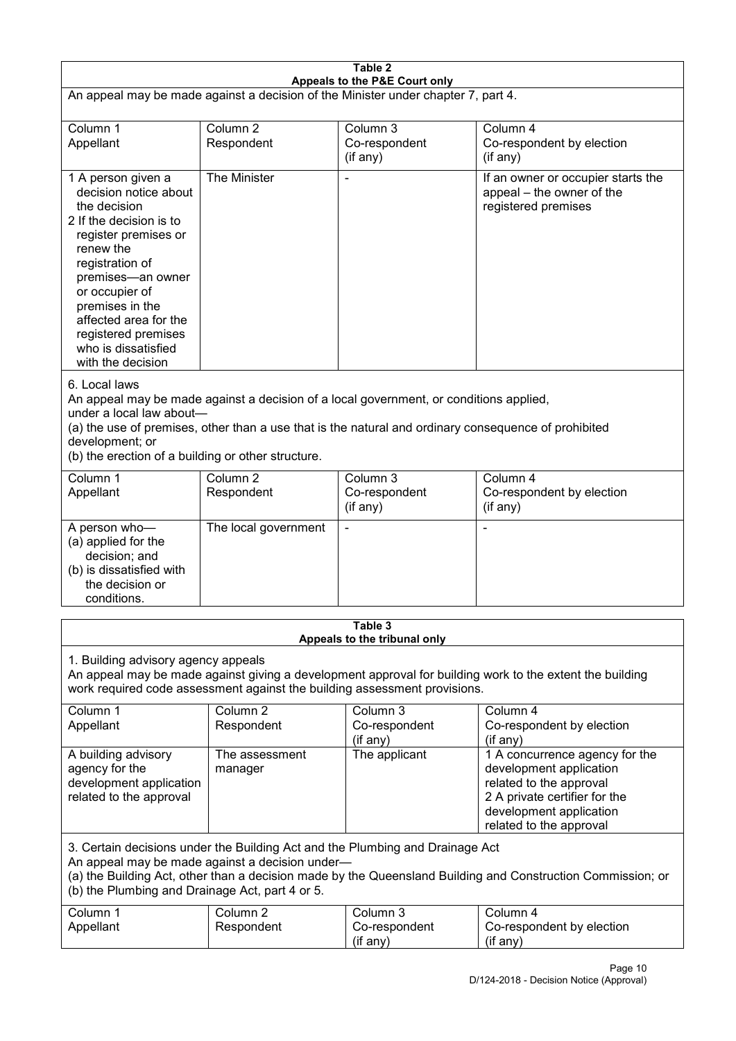**Table 2**
**Appeals to the P&E Court only**

An appeal may be made against a decision of the Minister under chapter 7, part 4.

| Column 1 Appellant | Column 2 Respondent | Column 3 Co-respondent (if any) | Column 4 Co-respondent by election (if any) |
|---|---|---|---|
| 1 A person given a decision notice about the decision<br>2 If the decision is to register premises or renew the registration of premises—an owner or occupier of premises in the affected area for the registered premises who is dissatisfied with the decision | The Minister | - | If an owner or occupier starts the appeal – the owner of the registered premises |

6. Local laws

An appeal may be made against a decision of a local government, or conditions applied, under a local law about—

(a) the use of premises, other than a use that is the natural and ordinary consequence of prohibited development; or

(b) the erection of a building or other structure.

| Column 1 Appellant | Column 2 Respondent | Column 3 Co-respondent (if any) | Column 4 Co-respondent by election (if any) |
|---|---|---|---|
| A person who—<br>(a) applied for the decision; and<br>(b) is dissatisfied with the decision or conditions. | The local government | - | - |

**Table 3**
**Appeals to the tribunal only**

1. Building advisory agency appeals

An appeal may be made against giving a development approval for building work to the extent the building work required code assessment against the building assessment provisions.

| Column 1 Appellant | Column 2 Respondent | Column 3 Co-respondent (if any) | Column 4 Co-respondent by election (if any) |
|---|---|---|---|
| A building advisory agency for the development application related to the approval | The assessment manager | The applicant | 1 A concurrence agency for the development application related to the approval<br>2 A private certifier for the development application related to the approval |

3. Certain decisions under the Building Act and the Plumbing and Drainage Act

An appeal may be made against a decision under—

(a) the Building Act, other than a decision made by the Queensland Building and Construction Commission; or

(b) the Plumbing and Drainage Act, part 4 or 5.

| Column 1 Appellant | Column 2 Respondent | Column 3 Co-respondent (if any) | Column 4 Co-respondent by election (if any) |
|---|---|---|---|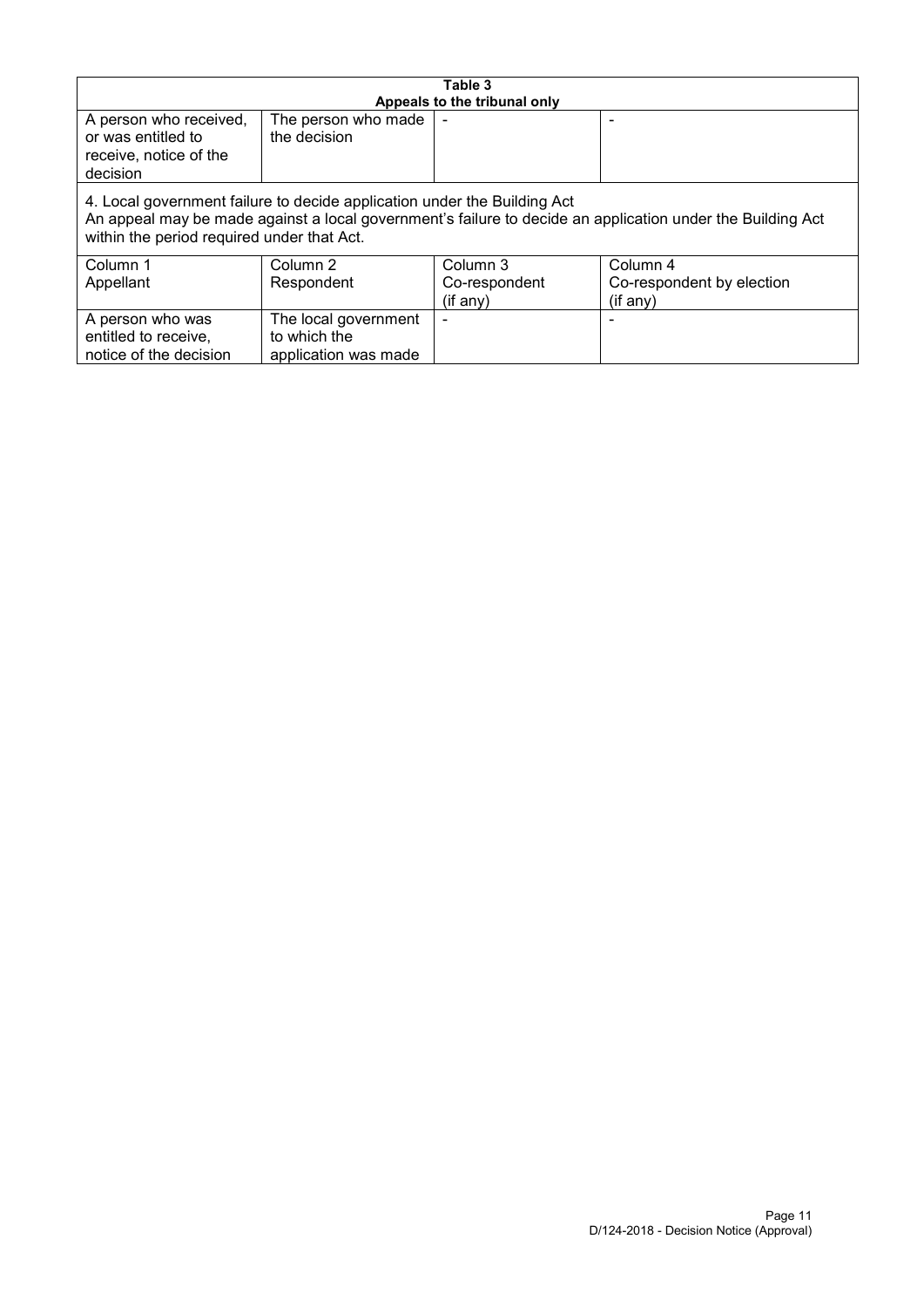| Table 3 | | | |
|---|---|---|---|
| **Appeals to the tribunal only** | | | |
| A person who received, or was entitled to receive, notice of the decision | The person who made the decision | - | - |
| 4. Local government failure to decide application under the Building Act<br>An appeal may be made against a local government's failure to decide an application under the Building Act within the period required under that Act. | | | |
| Column 1<br>Appellant | Column 2<br>Respondent | Column 3<br>Co-respondent<br>(if any) | Column 4<br>Co-respondent by election<br>(if any) |
| A person who was entitled to receive, notice of the decision | The local government to which the application was made | - | - |